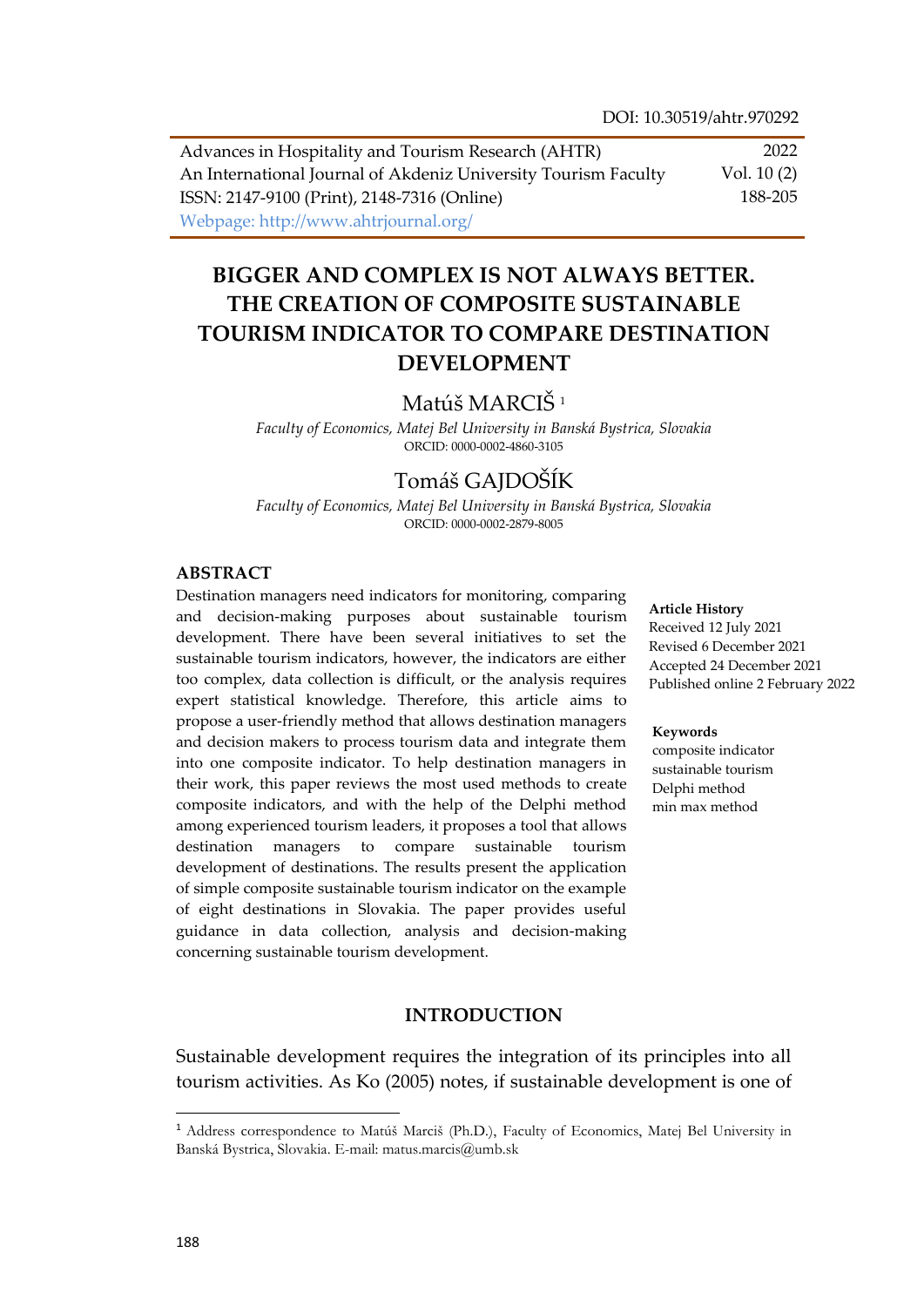DOI: 10.30519/ahtr.970292

Advances in Hospitality and Tourism Research (AHTR)
An International Journal of Akdeniz University Tourism Faculty
ISSN: 2147-9100 (Print), 2148-7316 (Online)
Webpage: http://www.ahtrjournal.org/

2022
Vol. 10 (2)
188-205

# BIGGER AND COMPLEX IS NOT ALWAYS BETTER. THE CREATION OF COMPOSITE SUSTAINABLE TOURISM INDICATOR TO COMPARE DESTINATION DEVELOPMENT

Matúš MARCIŠ [1]

*Faculty of Economics, Matej Bel University in Banská Bystrica, Slovakia*
ORCID: 0000-0002-4860-3105

Tomáš GAJDOŠÍK

*Faculty of Economics, Matej Bel University in Banská Bystrica, Slovakia*
ORCID: 0000-0002-2879-8005

## ABSTRACT

Destination managers need indicators for monitoring, comparing and decision-making purposes about sustainable tourism development. There have been several initiatives to set the sustainable tourism indicators, however, the indicators are either too complex, data collection is difficult, or the analysis requires expert statistical knowledge. Therefore, this article aims to propose a user-friendly method that allows destination managers and decision makers to process tourism data and integrate them into one composite indicator. To help destination managers in their work, this paper reviews the most used methods to create composite indicators, and with the help of the Delphi method among experienced tourism leaders, it proposes a tool that allows destination managers to compare sustainable tourism development of destinations. The results present the application of simple composite sustainable tourism indicator on the example of eight destinations in Slovakia. The paper provides useful guidance in data collection, analysis and decision-making concerning sustainable tourism development.

**Article History**
Received 12 July 2021
Revised 6 December 2021
Accepted 24 December 2021
Published online 2 February 2022

**Keywords**
composite indicator
sustainable tourism
Delphi method
min max method

## INTRODUCTION

Sustainable development requires the integration of its principles into all tourism activities. As Ko (2005) notes, if sustainable development is one of

[1] Address correspondence to Matúš Marciš (Ph.D.), Faculty of Economics, Matej Bel University in Banská Bystrica, Slovakia. E-mail: matus.marcis@umb.sk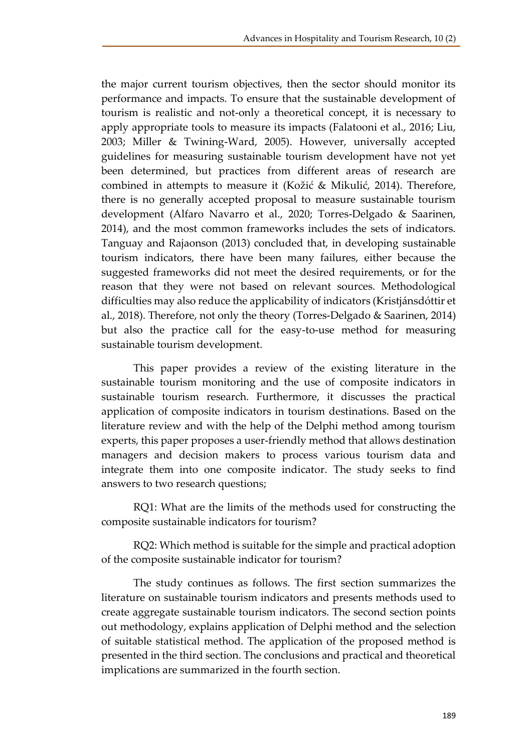the major current tourism objectives, then the sector should monitor its performance and impacts. To ensure that the sustainable development of tourism is realistic and not-only a theoretical concept, it is necessary to apply appropriate tools to measure its impacts (Falatooni et al., 2016; Liu, 2003; Miller & Twining-Ward, 2005). However, universally accepted guidelines for measuring sustainable tourism development have not yet been determined, but practices from different areas of research are combined in attempts to measure it (Kožić & Mikulić, 2014). Therefore, there is no generally accepted proposal to measure sustainable tourism development (Alfaro Navarro et al., 2020; Torres-Delgado & Saarinen, 2014), and the most common frameworks includes the sets of indicators. Tanguay and Rajaonson (2013) concluded that, in developing sustainable tourism indicators, there have been many failures, either because the suggested frameworks did not meet the desired requirements, or for the reason that they were not based on relevant sources. Methodological difficulties may also reduce the applicability of indicators (Kristjánsdóttir et al., 2018). Therefore, not only the theory (Torres-Delgado & Saarinen, 2014) but also the practice call for the easy-to-use method for measuring sustainable tourism development.

This paper provides a review of the existing literature in the sustainable tourism monitoring and the use of composite indicators in sustainable tourism research. Furthermore, it discusses the practical application of composite indicators in tourism destinations. Based on the literature review and with the help of the Delphi method among tourism experts, this paper proposes a user-friendly method that allows destination managers and decision makers to process various tourism data and integrate them into one composite indicator. The study seeks to find answers to two research questions;

RQ1: What are the limits of the methods used for constructing the composite sustainable indicators for tourism?

RQ2: Which method is suitable for the simple and practical adoption of the composite sustainable indicator for tourism?

The study continues as follows. The first section summarizes the literature on sustainable tourism indicators and presents methods used to create aggregate sustainable tourism indicators. The second section points out methodology, explains application of Delphi method and the selection of suitable statistical method. The application of the proposed method is presented in the third section. The conclusions and practical and theoretical implications are summarized in the fourth section.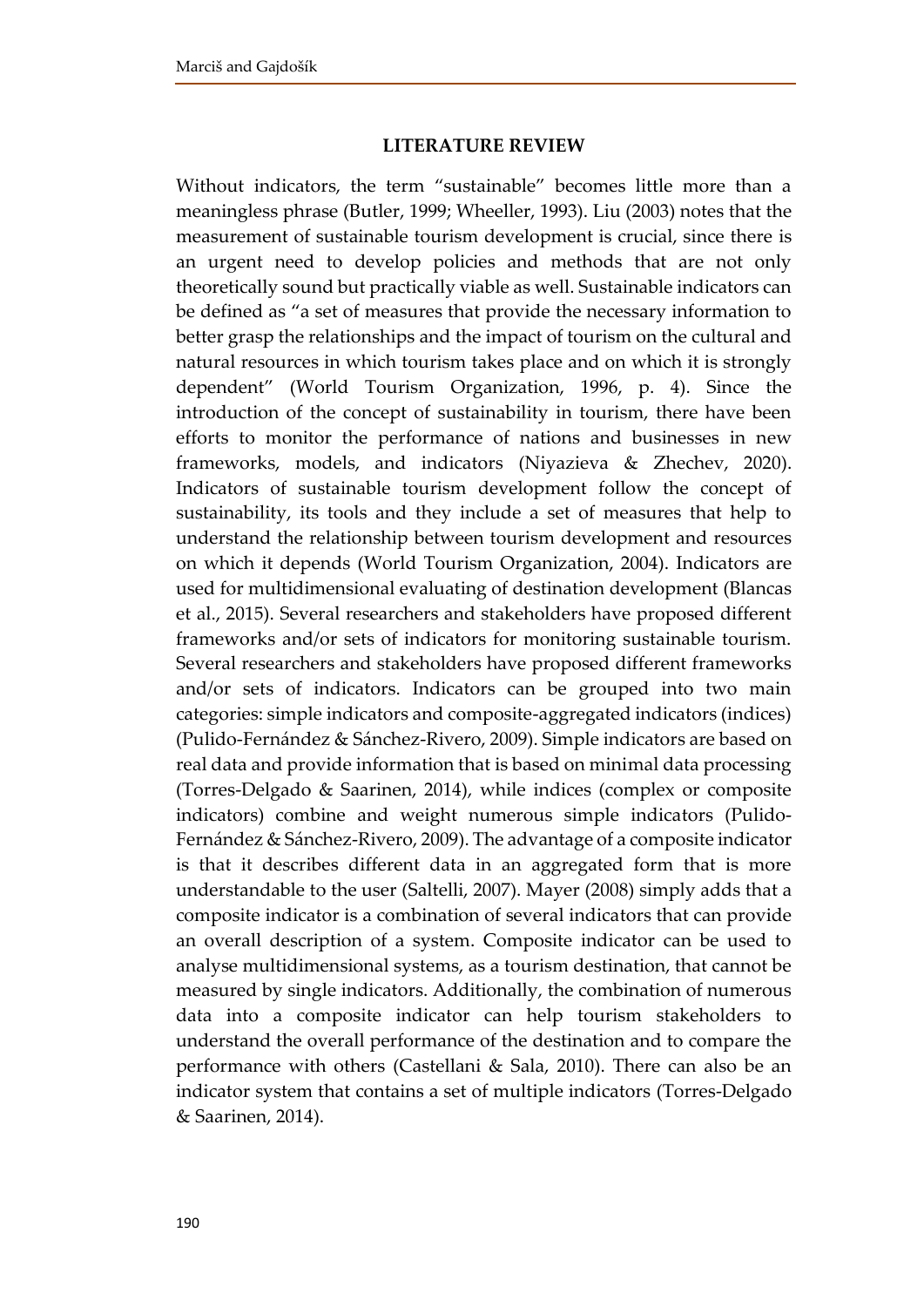## LITERATURE REVIEW

Without indicators, the term "sustainable" becomes little more than a meaningless phrase (Butler, 1999; Wheeller, 1993). Liu (2003) notes that the measurement of sustainable tourism development is crucial, since there is an urgent need to develop policies and methods that are not only theoretically sound but practically viable as well. Sustainable indicators can be defined as "a set of measures that provide the necessary information to better grasp the relationships and the impact of tourism on the cultural and natural resources in which tourism takes place and on which it is strongly dependent" (World Tourism Organization, 1996, p. 4). Since the introduction of the concept of sustainability in tourism, there have been efforts to monitor the performance of nations and businesses in new frameworks, models, and indicators (Niyazieva & Zhechev, 2020). Indicators of sustainable tourism development follow the concept of sustainability, its tools and they include a set of measures that help to understand the relationship between tourism development and resources on which it depends (World Tourism Organization, 2004). Indicators are used for multidimensional evaluating of destination development (Blancas et al., 2015). Several researchers and stakeholders have proposed different frameworks and/or sets of indicators for monitoring sustainable tourism. Several researchers and stakeholders have proposed different frameworks and/or sets of indicators. Indicators can be grouped into two main categories: simple indicators and composite-aggregated indicators (indices) (Pulido-Fernández & Sánchez-Rivero, 2009). Simple indicators are based on real data and provide information that is based on minimal data processing (Torres-Delgado & Saarinen, 2014), while indices (complex or composite indicators) combine and weight numerous simple indicators (Pulido-Fernández & Sánchez-Rivero, 2009). The advantage of a composite indicator is that it describes different data in an aggregated form that is more understandable to the user (Saltelli, 2007). Mayer (2008) simply adds that a composite indicator is a combination of several indicators that can provide an overall description of a system. Composite indicator can be used to analyse multidimensional systems, as a tourism destination, that cannot be measured by single indicators. Additionally, the combination of numerous data into a composite indicator can help tourism stakeholders to understand the overall performance of the destination and to compare the performance with others (Castellani & Sala, 2010). There can also be an indicator system that contains a set of multiple indicators (Torres-Delgado & Saarinen, 2014).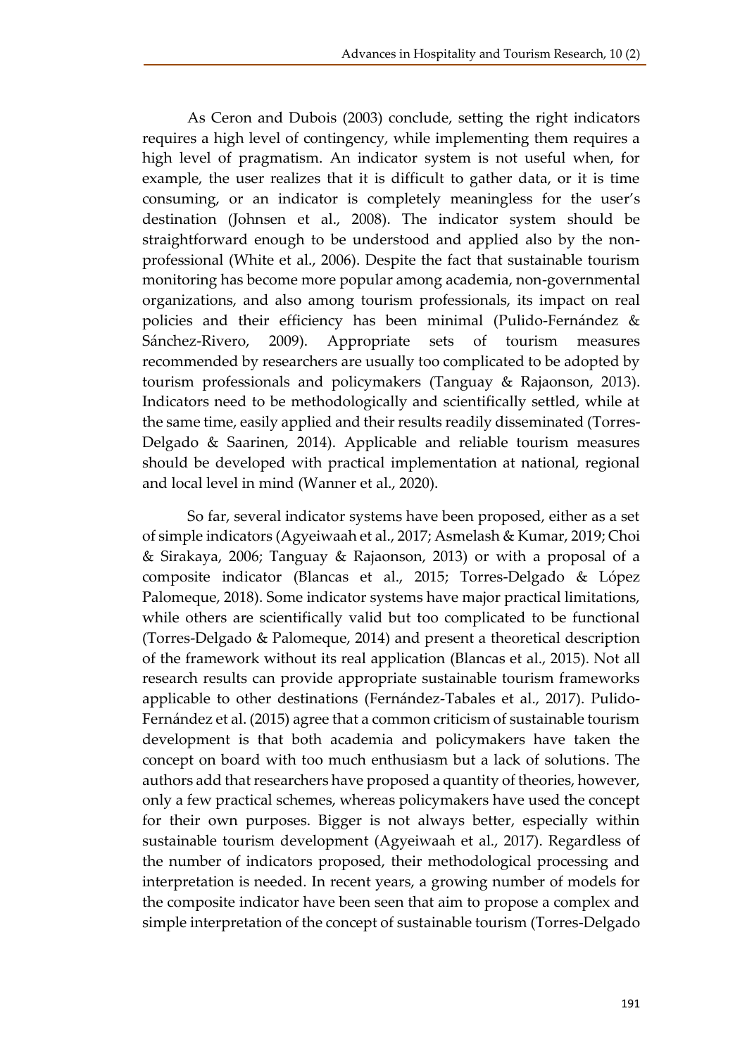As Ceron and Dubois (2003) conclude, setting the right indicators requires a high level of contingency, while implementing them requires a high level of pragmatism. An indicator system is not useful when, for example, the user realizes that it is difficult to gather data, or it is time consuming, or an indicator is completely meaningless for the user's destination (Johnsen et al., 2008). The indicator system should be straightforward enough to be understood and applied also by the non-professional (White et al., 2006). Despite the fact that sustainable tourism monitoring has become more popular among academia, non-governmental organizations, and also among tourism professionals, its impact on real policies and their efficiency has been minimal (Pulido-Fernández & Sánchez-Rivero, 2009). Appropriate sets of tourism measures recommended by researchers are usually too complicated to be adopted by tourism professionals and policymakers (Tanguay & Rajaonson, 2013). Indicators need to be methodologically and scientifically settled, while at the same time, easily applied and their results readily disseminated (Torres-Delgado & Saarinen, 2014). Applicable and reliable tourism measures should be developed with practical implementation at national, regional and local level in mind (Wanner et al., 2020).

So far, several indicator systems have been proposed, either as a set of simple indicators (Agyeiwaah et al., 2017; Asmelash & Kumar, 2019; Choi & Sirakaya, 2006; Tanguay & Rajaonson, 2013) or with a proposal of a composite indicator (Blancas et al., 2015; Torres-Delgado & López Palomeque, 2018). Some indicator systems have major practical limitations, while others are scientifically valid but too complicated to be functional (Torres-Delgado & Palomeque, 2014) and present a theoretical description of the framework without its real application (Blancas et al., 2015). Not all research results can provide appropriate sustainable tourism frameworks applicable to other destinations (Fernández-Tabales et al., 2017). Pulido-Fernández et al. (2015) agree that a common criticism of sustainable tourism development is that both academia and policymakers have taken the concept on board with too much enthusiasm but a lack of solutions. The authors add that researchers have proposed a quantity of theories, however, only a few practical schemes, whereas policymakers have used the concept for their own purposes. Bigger is not always better, especially within sustainable tourism development (Agyeiwaah et al., 2017). Regardless of the number of indicators proposed, their methodological processing and interpretation is needed. In recent years, a growing number of models for the composite indicator have been seen that aim to propose a complex and simple interpretation of the concept of sustainable tourism (Torres-Delgado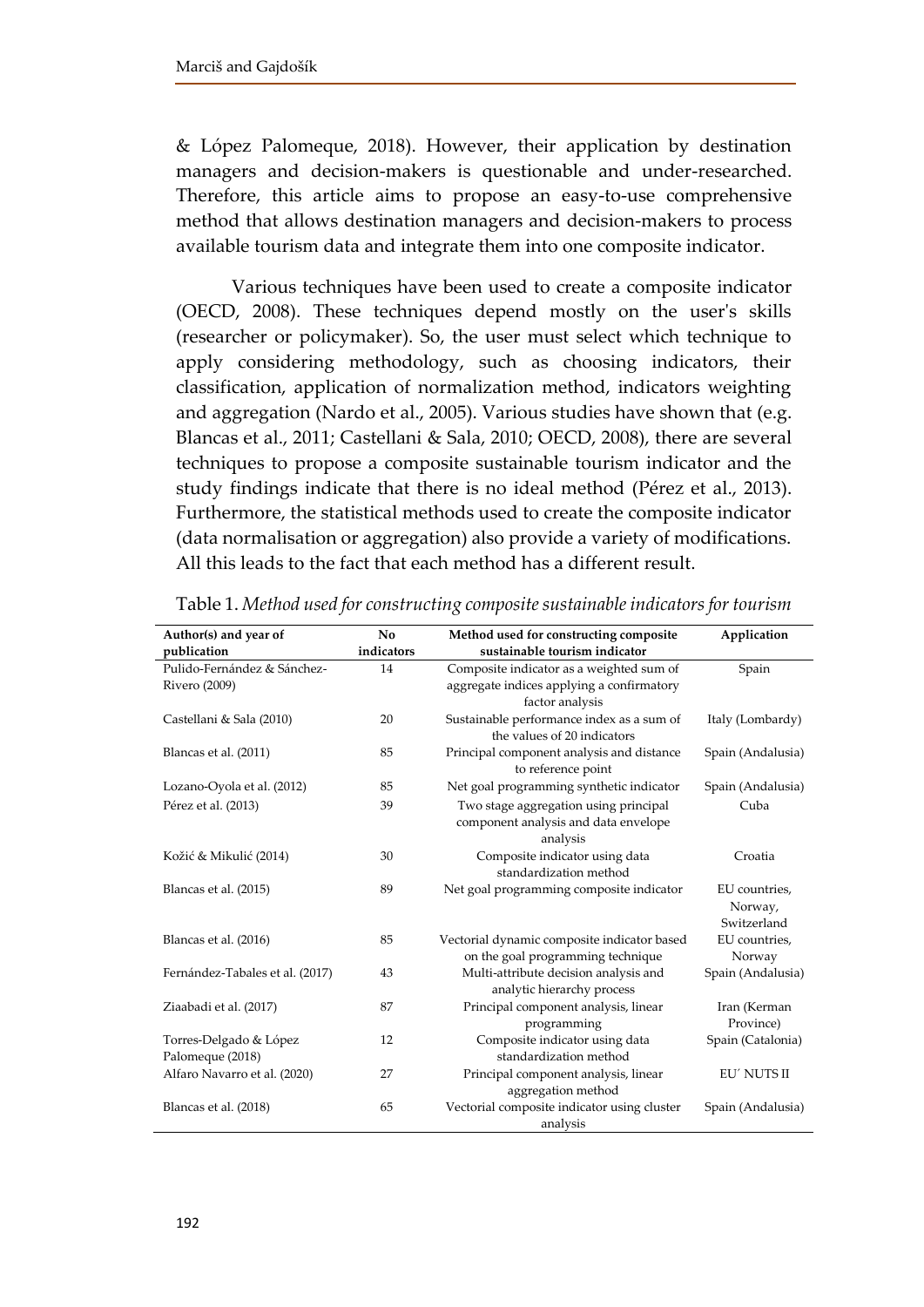& López Palomeque, 2018). However, their application by destination managers and decision-makers is questionable and under-researched. Therefore, this article aims to propose an easy-to-use comprehensive method that allows destination managers and decision-makers to process available tourism data and integrate them into one composite indicator.

Various techniques have been used to create a composite indicator (OECD, 2008). These techniques depend mostly on the user's skills (researcher or policymaker). So, the user must select which technique to apply considering methodology, such as choosing indicators, their classification, application of normalization method, indicators weighting and aggregation (Nardo et al., 2005). Various studies have shown that (e.g. Blancas et al., 2011; Castellani & Sala, 2010; OECD, 2008), there are several techniques to propose a composite sustainable tourism indicator and the study findings indicate that there is no ideal method (Pérez et al., 2013). Furthermore, the statistical methods used to create the composite indicator (data normalisation or aggregation) also provide a variety of modifications. All this leads to the fact that each method has a different result.

Table 1. *Method used for constructing composite sustainable indicators for tourism*

| Author(s) and year of publication | No indicators | Method used for constructing composite sustainable tourism indicator | Application |
|---|---|---|---|
| Pulido-Fernández & Sánchez-Rivero (2009) | 14 | Composite indicator as a weighted sum of aggregate indices applying a confirmatory factor analysis | Spain |
| Castellani & Sala (2010) | 20 | Sustainable performance index as a sum of the values of 20 indicators | Italy (Lombardy) |
| Blancas et al. (2011) | 85 | Principal component analysis and distance to reference point | Spain (Andalusia) |
| Lozano-Oyola et al. (2012) | 85 | Net goal programming synthetic indicator | Spain (Andalusia) |
| Pérez et al. (2013) | 39 | Two stage aggregation using principal component analysis and data envelope analysis | Cuba |
| Kožić & Mikulić (2014) | 30 | Composite indicator using data standardization method | Croatia |
| Blancas et al. (2015) | 89 | Net goal programming composite indicator | EU countries, Norway, Switzerland |
| Blancas et al. (2016) | 85 | Vectorial dynamic composite indicator based on the goal programming technique | EU countries, Norway |
| Fernández-Tabales et al. (2017) | 43 | Multi-attribute decision analysis and analytic hierarchy process | Spain (Andalusia) |
| Ziaabadi et al. (2017) | 87 | Principal component analysis, linear programming | Iran (Kerman Province) |
| Torres-Delgado & López Palomeque (2018) | 12 | Composite indicator using data standardization method | Spain (Catalonia) |
| Alfaro Navarro et al. (2020) | 27 | Principal component analysis, linear aggregation method | EU´ NUTS II |
| Blancas et al. (2018) | 65 | Vectorial composite indicator using cluster analysis | Spain (Andalusia) |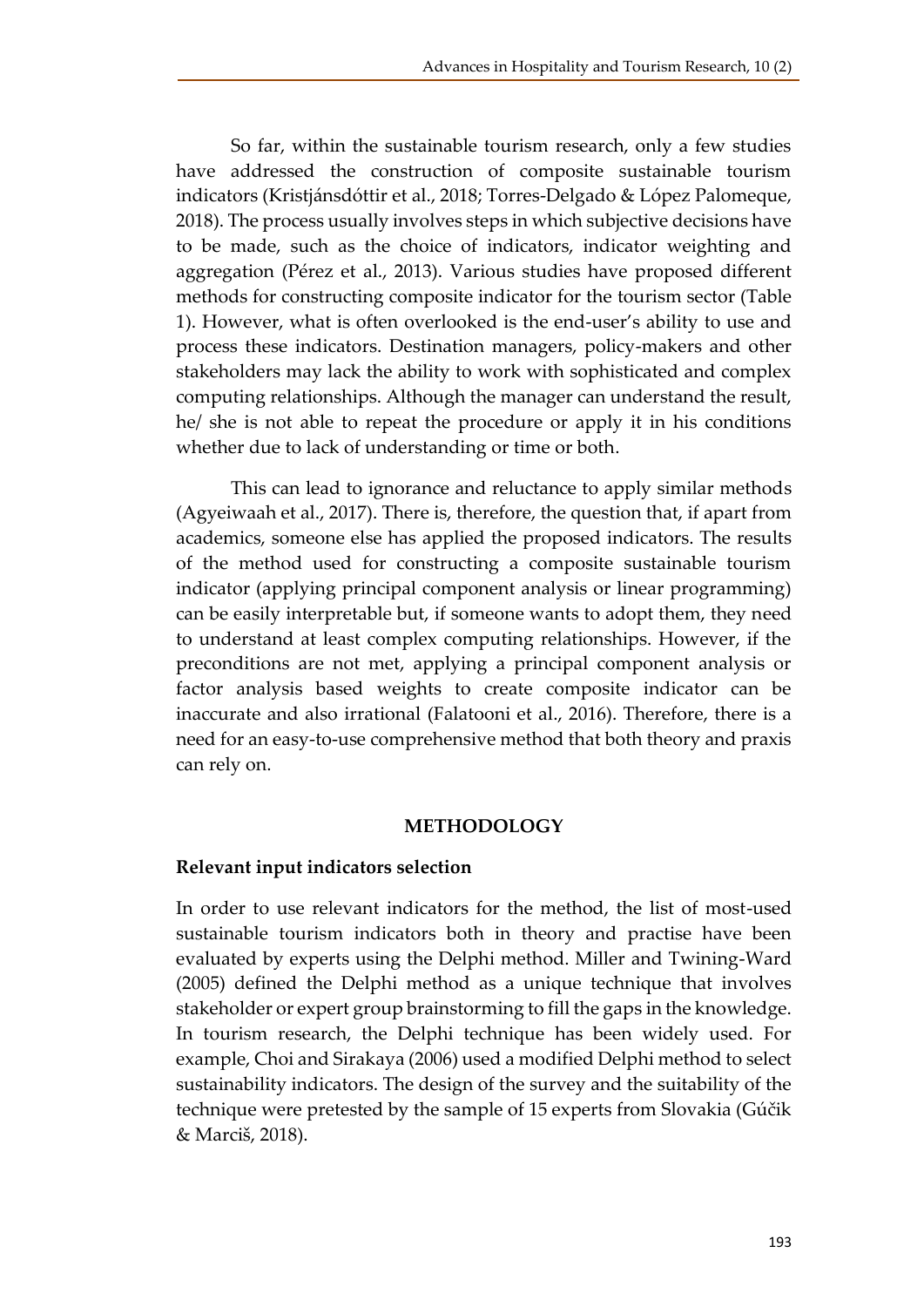So far, within the sustainable tourism research, only a few studies have addressed the construction of composite sustainable tourism indicators (Kristjánsdóttir et al., 2018; Torres-Delgado & López Palomeque, 2018). The process usually involves steps in which subjective decisions have to be made, such as the choice of indicators, indicator weighting and aggregation (Pérez et al., 2013). Various studies have proposed different methods for constructing composite indicator for the tourism sector (Table 1). However, what is often overlooked is the end-user's ability to use and process these indicators. Destination managers, policy-makers and other stakeholders may lack the ability to work with sophisticated and complex computing relationships. Although the manager can understand the result, he/ she is not able to repeat the procedure or apply it in his conditions whether due to lack of understanding or time or both.

This can lead to ignorance and reluctance to apply similar methods (Agyeiwaah et al., 2017). There is, therefore, the question that, if apart from academics, someone else has applied the proposed indicators. The results of the method used for constructing a composite sustainable tourism indicator (applying principal component analysis or linear programming) can be easily interpretable but, if someone wants to adopt them, they need to understand at least complex computing relationships. However, if the preconditions are not met, applying a principal component analysis or factor analysis based weights to create composite indicator can be inaccurate and also irrational (Falatooni et al., 2016). Therefore, there is a need for an easy-to-use comprehensive method that both theory and praxis can rely on.

## METHODOLOGY

### Relevant input indicators selection

In order to use relevant indicators for the method, the list of most-used sustainable tourism indicators both in theory and practise have been evaluated by experts using the Delphi method. Miller and Twining-Ward (2005) defined the Delphi method as a unique technique that involves stakeholder or expert group brainstorming to fill the gaps in the knowledge. In tourism research, the Delphi technique has been widely used. For example, Choi and Sirakaya (2006) used a modified Delphi method to select sustainability indicators. The design of the survey and the suitability of the technique were pretested by the sample of 15 experts from Slovakia (Gúčik & Marciš, 2018).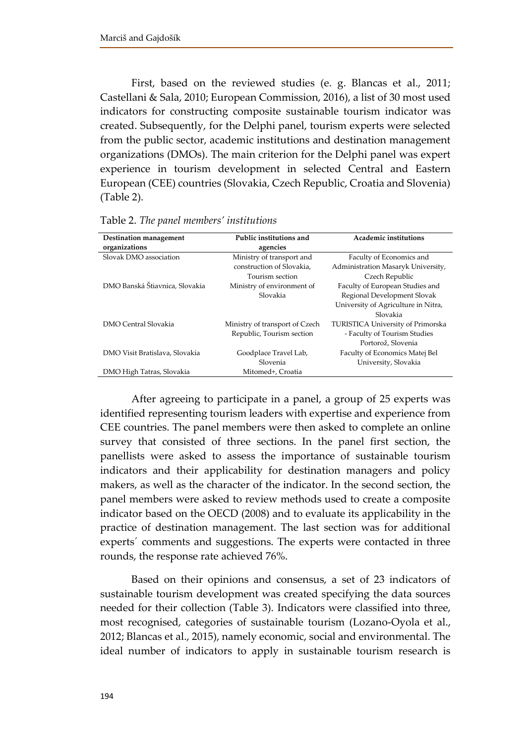First, based on the reviewed studies (e. g. Blancas et al., 2011; Castellani & Sala, 2010; European Commission, 2016), a list of 30 most used indicators for constructing composite sustainable tourism indicator was created. Subsequently, for the Delphi panel, tourism experts were selected from the public sector, academic institutions and destination management organizations (DMOs). The main criterion for the Delphi panel was expert experience in tourism development in selected Central and Eastern European (CEE) countries (Slovakia, Czech Republic, Croatia and Slovenia) (Table 2).

Table 2. *The panel members' institutions*

| Destination management organizations | Public institutions and agencies | Academic institutions |
|---|---|---|
| Slovak DMO association | Ministry of transport and construction of Slovakia, Tourism section | Faculty of Economics and Administration Masaryk University, Czech Republic |
| DMO Banská Štiavnica, Slovakia | Ministry of environment of Slovakia | Faculty of European Studies and Regional Development Slovak University of Agriculture in Nitra, Slovakia |
| DMO Central Slovakia | Ministry of transport of Czech Republic, Tourism section | TURISTICA University of Primorska - Faculty of Tourism Studies Portorož, Slovenia |
| DMO Visit Bratislava, Slovakia | Goodplace Travel Lab, Slovenia | Faculty of Economics Matej Bel University, Slovakia |
| DMO High Tatras, Slovakia | Mitomed+, Croatia | |

After agreeing to participate in a panel, a group of 25 experts was identified representing tourism leaders with expertise and experience from CEE countries. The panel members were then asked to complete an online survey that consisted of three sections. In the panel first section, the panellists were asked to assess the importance of sustainable tourism indicators and their applicability for destination managers and policy makers, as well as the character of the indicator. In the second section, the panel members were asked to review methods used to create a composite indicator based on the OECD (2008) and to evaluate its applicability in the practice of destination management. The last section was for additional experts´ comments and suggestions. The experts were contacted in three rounds, the response rate achieved 76%.

Based on their opinions and consensus, a set of 23 indicators of sustainable tourism development was created specifying the data sources needed for their collection (Table 3). Indicators were classified into three, most recognised, categories of sustainable tourism (Lozano-Oyola et al., 2012; Blancas et al., 2015), namely economic, social and environmental. The ideal number of indicators to apply in sustainable tourism research is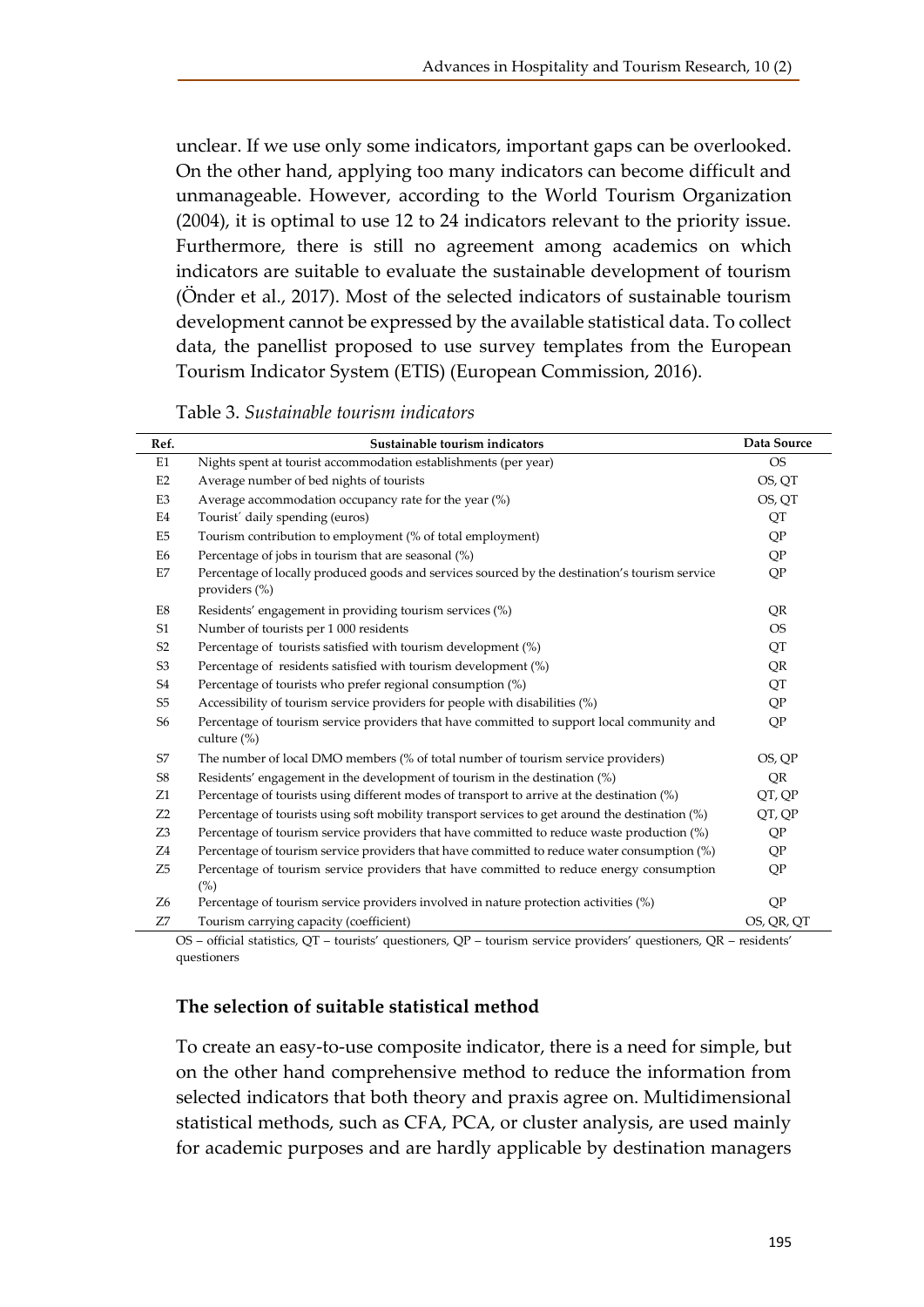unclear. If we use only some indicators, important gaps can be overlooked. On the other hand, applying too many indicators can become difficult and unmanageable. However, according to the World Tourism Organization (2004), it is optimal to use 12 to 24 indicators relevant to the priority issue. Furthermore, there is still no agreement among academics on which indicators are suitable to evaluate the sustainable development of tourism (Önder et al., 2017). Most of the selected indicators of sustainable tourism development cannot be expressed by the available statistical data. To collect data, the panellist proposed to use survey templates from the European Tourism Indicator System (ETIS) (European Commission, 2016).

Table 3. *Sustainable tourism indicators*

| Ref. | Sustainable tourism indicators | Data Source |
|---|---|---|
| E1 | Nights spent at tourist accommodation establishments (per year) | OS |
| E2 | Average number of bed nights of tourists | OS, QT |
| E3 | Average accommodation occupancy rate for the year (%) | OS, QT |
| E4 | Tourist´ daily spending (euros) | QT |
| E5 | Tourism contribution to employment (% of total employment) | QP |
| E6 | Percentage of jobs in tourism that are seasonal (%) | QP |
| E7 | Percentage of locally produced goods and services sourced by the destination's tourism service providers (%) | QP |
| E8 | Residents' engagement in providing tourism services (%) | QR |
| S1 | Number of tourists per 1 000 residents | OS |
| S2 | Percentage of tourists satisfied with tourism development (%) | QT |
| S3 | Percentage of residents satisfied with tourism development (%) | QR |
| S4 | Percentage of tourists who prefer regional consumption (%) | QT |
| S5 | Accessibility of tourism service providers for people with disabilities (%) | QP |
| S6 | Percentage of tourism service providers that have committed to support local community and culture (%) | QP |
| S7 | The number of local DMO members (% of total number of tourism service providers) | OS, QP |
| S8 | Residents' engagement in the development of tourism in the destination (%) | QR |
| Z1 | Percentage of tourists using different modes of transport to arrive at the destination (%) | QT, QP |
| Z2 | Percentage of tourists using soft mobility transport services to get around the destination (%) | QT, QP |
| Z3 | Percentage of tourism service providers that have committed to reduce waste production (%) | QP |
| Z4 | Percentage of tourism service providers that have committed to reduce water consumption (%) | QP |
| Z5 | Percentage of tourism service providers that have committed to reduce energy consumption (%) | QP |
| Z6 | Percentage of tourism service providers involved in nature protection activities (%) | QP |
| Z7 | Tourism carrying capacity (coefficient) | OS, QR, QT |

OS – official statistics, QT – tourists' questioners, QP – tourism service providers' questioners, QR – residents' questioners

### The selection of suitable statistical method

To create an easy-to-use composite indicator, there is a need for simple, but on the other hand comprehensive method to reduce the information from selected indicators that both theory and praxis agree on. Multidimensional statistical methods, such as CFA, PCA, or cluster analysis, are used mainly for academic purposes and are hardly applicable by destination managers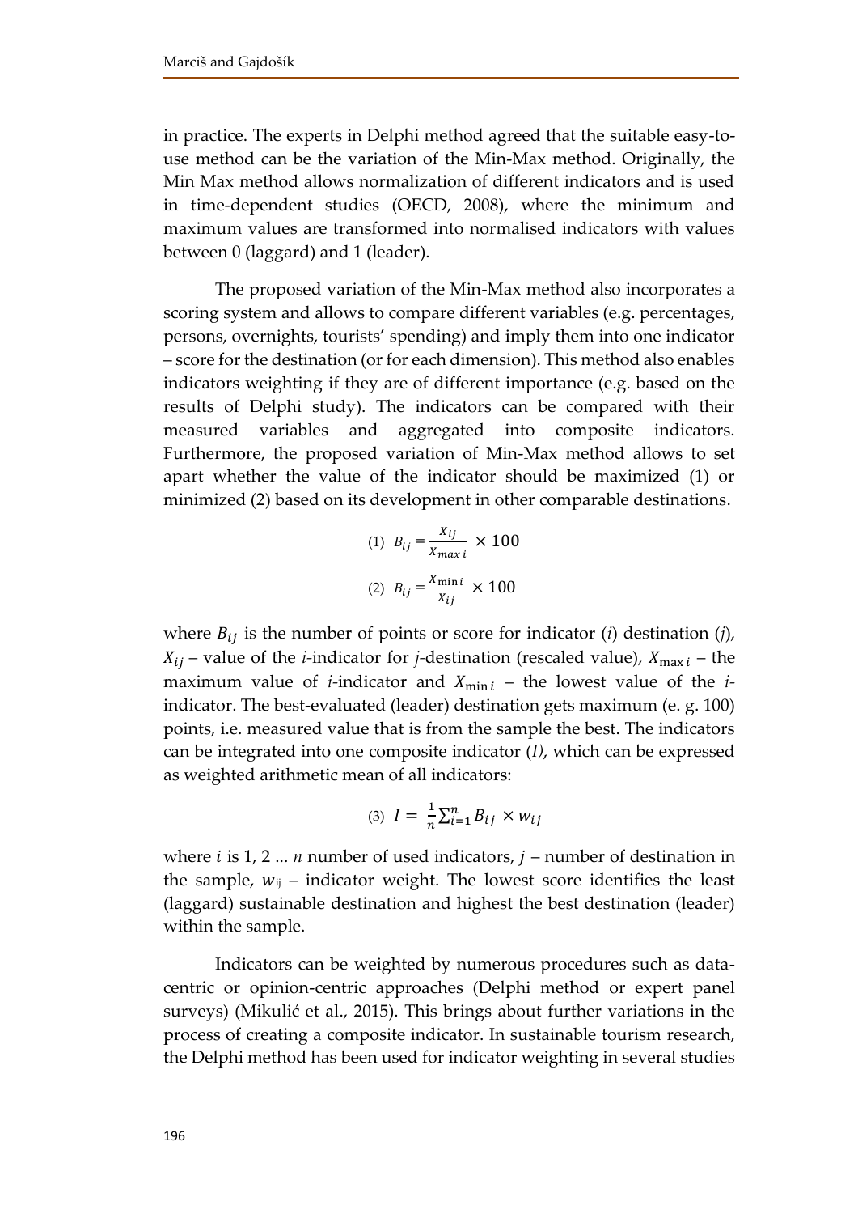in practice. The experts in Delphi method agreed that the suitable easy-to-use method can be the variation of the Min-Max method. Originally, the Min Max method allows normalization of different indicators and is used in time-dependent studies (OECD, 2008), where the minimum and maximum values are transformed into normalised indicators with values between 0 (laggard) and 1 (leader).

The proposed variation of the Min-Max method also incorporates a scoring system and allows to compare different variables (e.g. percentages, persons, overnights, tourists' spending) and imply them into one indicator – score for the destination (or for each dimension). This method also enables indicators weighting if they are of different importance (e.g. based on the results of Delphi study). The indicators can be compared with their measured variables and aggregated into composite indicators. Furthermore, the proposed variation of Min-Max method allows to set apart whether the value of the indicator should be maximized (1) or minimized (2) based on its development in other comparable destinations.

$$\text{(1)} \quad B_{ij} = \frac{X_{ij}}{X_{max\, i}} \times 100$$

$$\text{(2)} \quad B_{ij} = \frac{X_{\min i}}{X_{ij}} \times 100$$

where $B_{ij}$ is the number of points or score for indicator (*i*) destination (*j*), $X_{ij}$ – value of the *i*-indicator for *j*-destination (rescaled value), $X_{\max i}$ – the maximum value of *i*-indicator and $X_{\min i}$ – the lowest value of the *i*-indicator. The best-evaluated (leader) destination gets maximum (e. g. 100) points, i.e. measured value that is from the sample the best. The indicators can be integrated into one composite indicator (*I)*, which can be expressed as weighted arithmetic mean of all indicators:

$$\text{(3)} \quad I = \frac{1}{n}\sum_{i=1}^{n} B_{ij} \times w_{ij}$$

where $i$ is 1, 2 ... *n* number of used indicators, $j$ – number of destination in the sample, $w_{ij}$ – indicator weight. The lowest score identifies the least (laggard) sustainable destination and highest the best destination (leader) within the sample.

Indicators can be weighted by numerous procedures such as data-centric or opinion-centric approaches (Delphi method or expert panel surveys) (Mikulić et al., 2015). This brings about further variations in the process of creating a composite indicator. In sustainable tourism research, the Delphi method has been used for indicator weighting in several studies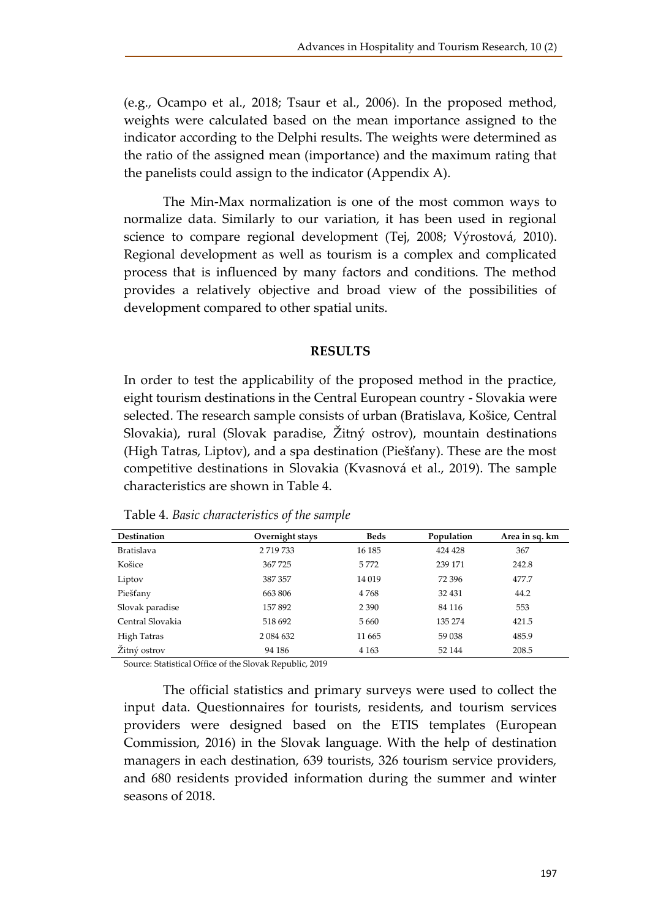(e.g., Ocampo et al., 2018; Tsaur et al., 2006). In the proposed method, weights were calculated based on the mean importance assigned to the indicator according to the Delphi results. The weights were determined as the ratio of the assigned mean (importance) and the maximum rating that the panelists could assign to the indicator (Appendix A).

The Min-Max normalization is one of the most common ways to normalize data. Similarly to our variation, it has been used in regional science to compare regional development (Tej, 2008; Výrostová, 2010). Regional development as well as tourism is a complex and complicated process that is influenced by many factors and conditions. The method provides a relatively objective and broad view of the possibilities of development compared to other spatial units.

## RESULTS

In order to test the applicability of the proposed method in the practice, eight tourism destinations in the Central European country - Slovakia were selected. The research sample consists of urban (Bratislava, Košice, Central Slovakia), rural (Slovak paradise, Žitný ostrov), mountain destinations (High Tatras, Liptov), and a spa destination (Piešťany). These are the most competitive destinations in Slovakia (Kvasnová et al., 2019). The sample characteristics are shown in Table 4.

Table 4. *Basic characteristics of the sample*

| Destination | Overnight stays | Beds | Population | Area in sq. km |
|---|---|---|---|---|
| Bratislava | 2 719 733 | 16 185 | 424 428 | 367 |
| Košice | 367 725 | 5 772 | 239 171 | 242.8 |
| Liptov | 387 357 | 14 019 | 72 396 | 477.7 |
| Piešťany | 663 806 | 4 768 | 32 431 | 44.2 |
| Slovak paradise | 157 892 | 2 390 | 84 116 | 553 |
| Central Slovakia | 518 692 | 5 660 | 135 274 | 421.5 |
| High Tatras | 2 084 632 | 11 665 | 59 038 | 485.9 |
| Žitný ostrov | 94 186 | 4 163 | 52 144 | 208.5 |

Source: Statistical Office of the Slovak Republic, 2019

The official statistics and primary surveys were used to collect the input data. Questionnaires for tourists, residents, and tourism services providers were designed based on the ETIS templates (European Commission, 2016) in the Slovak language. With the help of destination managers in each destination, 639 tourists, 326 tourism service providers, and 680 residents provided information during the summer and winter seasons of 2018.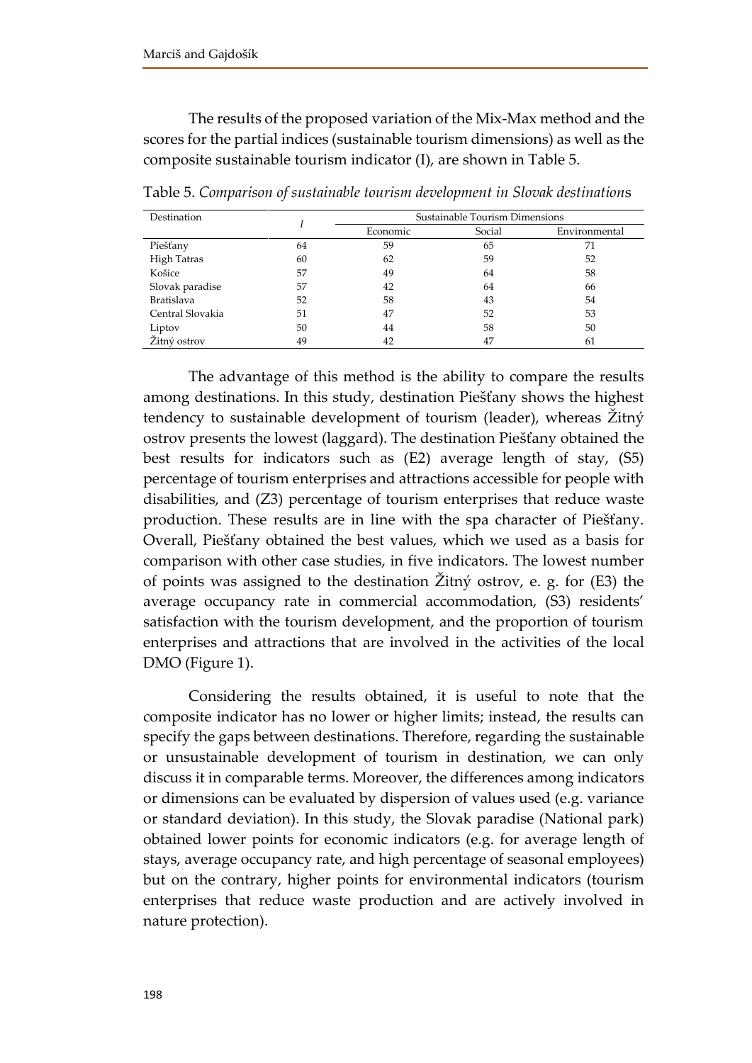The results of the proposed variation of the Mix-Max method and the scores for the partial indices (sustainable tourism dimensions) as well as the composite sustainable tourism indicator (I), are shown in Table 5.

Table 5. *Comparison of sustainable tourism development in Slovak destinations*

| Destination | *I* | Sustainable Tourism Dimensions | | |
|---|---|---|---|---|
| | | Economic | Social | Environmental |
| Piešťany | 64 | 59 | 65 | 71 |
| High Tatras | 60 | 62 | 59 | 52 |
| Košice | 57 | 49 | 64 | 58 |
| Slovak paradise | 57 | 42 | 64 | 66 |
| Bratislava | 52 | 58 | 43 | 54 |
| Central Slovakia | 51 | 47 | 52 | 53 |
| Liptov | 50 | 44 | 58 | 50 |
| Žitný ostrov | 49 | 42 | 47 | 61 |

The advantage of this method is the ability to compare the results among destinations. In this study, destination Piešťany shows the highest tendency to sustainable development of tourism (leader), whereas Žitný ostrov presents the lowest (laggard). The destination Piešťany obtained the best results for indicators such as (E2) average length of stay, (S5) percentage of tourism enterprises and attractions accessible for people with disabilities, and (Z3) percentage of tourism enterprises that reduce waste production. These results are in line with the spa character of Piešťany. Overall, Piešťany obtained the best values, which we used as a basis for comparison with other case studies, in five indicators. The lowest number of points was assigned to the destination Žitný ostrov, e. g. for (E3) the average occupancy rate in commercial accommodation, (S3) residents' satisfaction with the tourism development, and the proportion of tourism enterprises and attractions that are involved in the activities of the local DMO (Figure 1).

Considering the results obtained, it is useful to note that the composite indicator has no lower or higher limits; instead, the results can specify the gaps between destinations. Therefore, regarding the sustainable or unsustainable development of tourism in destination, we can only discuss it in comparable terms. Moreover, the differences among indicators or dimensions can be evaluated by dispersion of values used (e.g. variance or standard deviation). In this study, the Slovak paradise (National park) obtained lower points for economic indicators (e.g. for average length of stays, average occupancy rate, and high percentage of seasonal employees) but on the contrary, higher points for environmental indicators (tourism enterprises that reduce waste production and are actively involved in nature protection).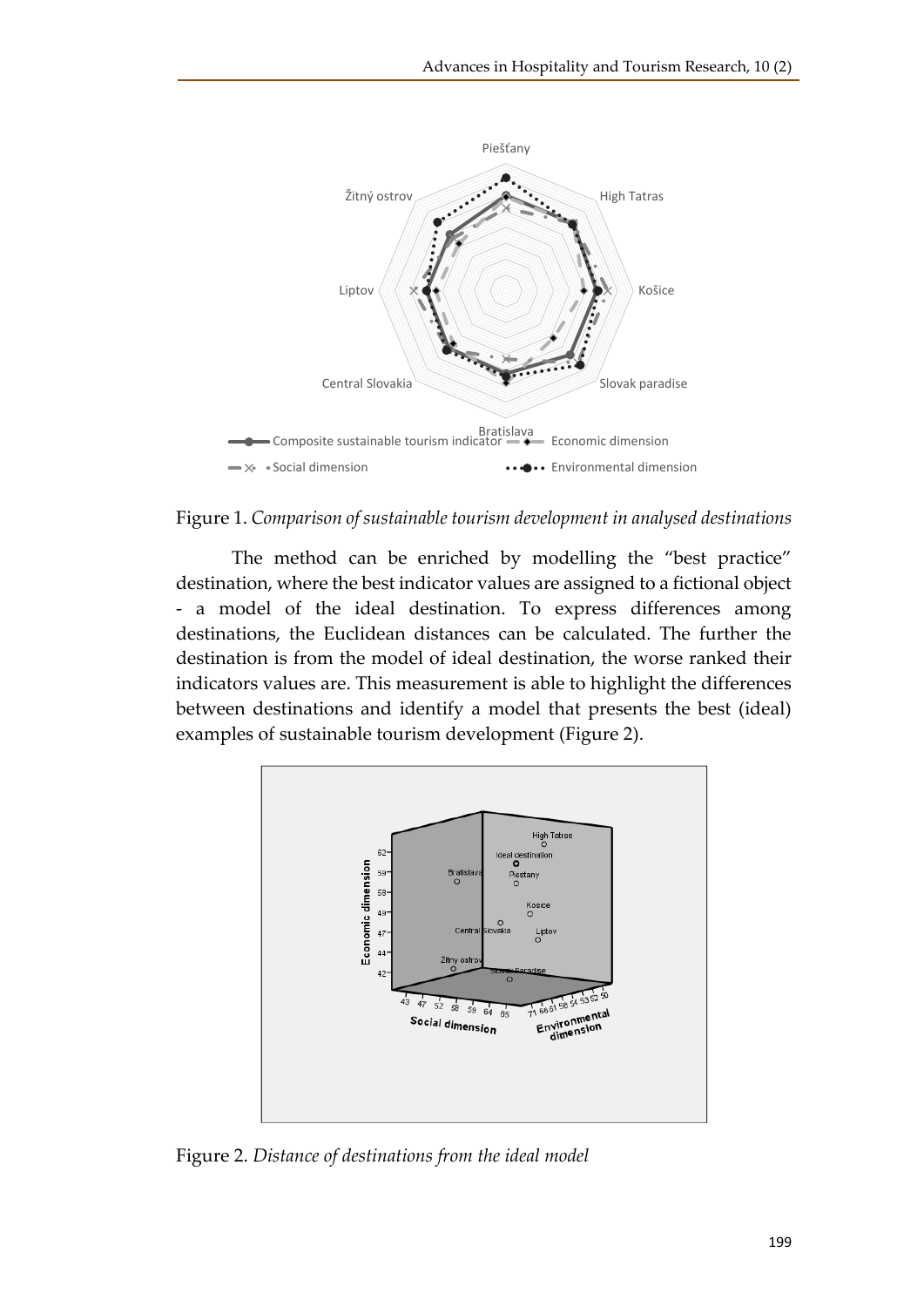Figure 1. *Comparison of sustainable tourism development in analysed destinations*

The method can be enriched by modelling the "best practice" destination, where the best indicator values are assigned to a fictional object - a model of the ideal destination. To express differences among destinations, the Euclidean distances can be calculated. The further the destination is from the model of ideal destination, the worse ranked their indicators values are. This measurement is able to highlight the differences between destinations and identify a model that presents the best (ideal) examples of sustainable tourism development (Figure 2).

Figure 2. *Distance of destinations from the ideal model*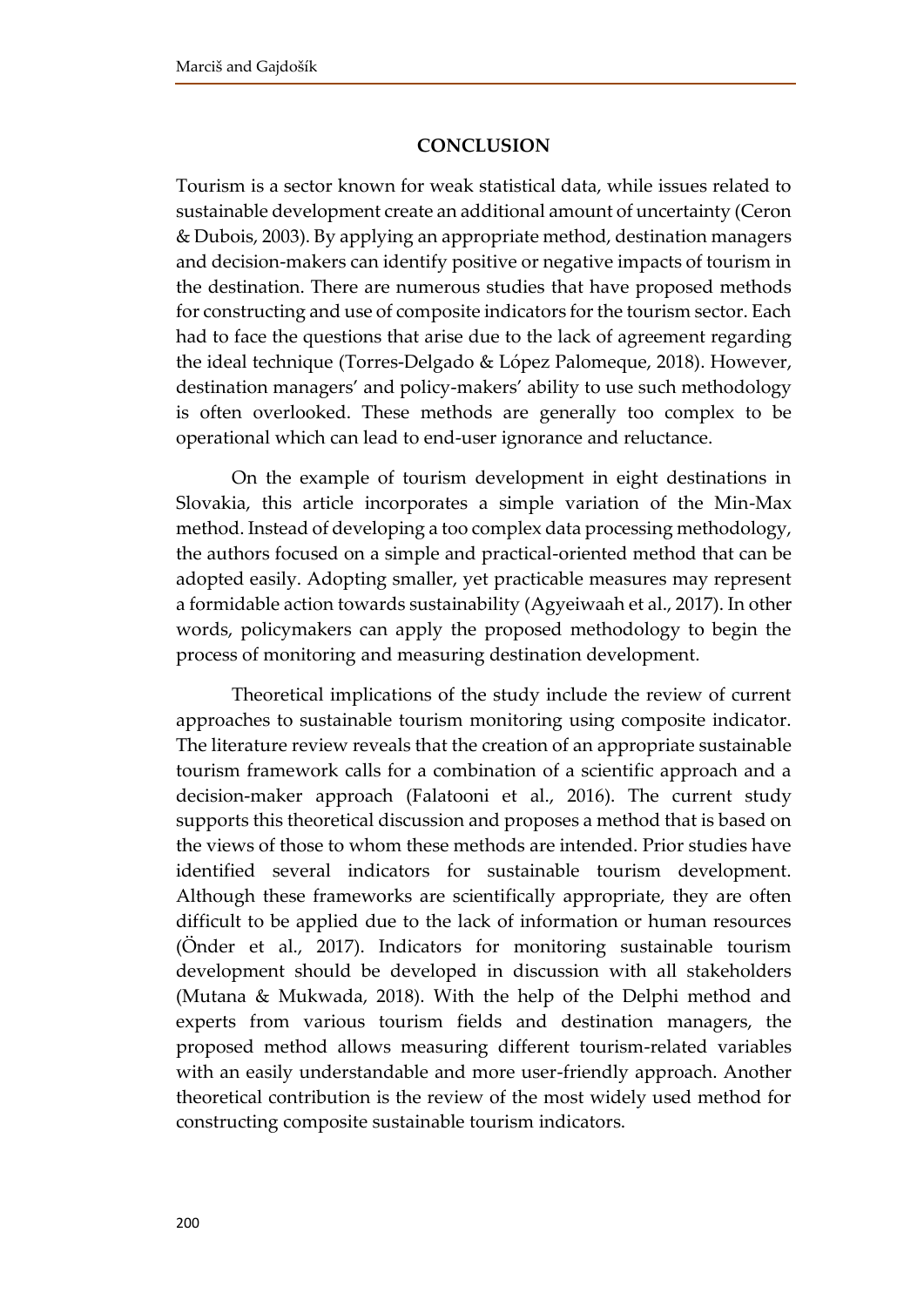## CONCLUSION

Tourism is a sector known for weak statistical data, while issues related to sustainable development create an additional amount of uncertainty (Ceron & Dubois, 2003). By applying an appropriate method, destination managers and decision-makers can identify positive or negative impacts of tourism in the destination. There are numerous studies that have proposed methods for constructing and use of composite indicators for the tourism sector. Each had to face the questions that arise due to the lack of agreement regarding the ideal technique (Torres-Delgado & López Palomeque, 2018). However, destination managers' and policy-makers' ability to use such methodology is often overlooked. These methods are generally too complex to be operational which can lead to end-user ignorance and reluctance.

On the example of tourism development in eight destinations in Slovakia, this article incorporates a simple variation of the Min-Max method. Instead of developing a too complex data processing methodology, the authors focused on a simple and practical-oriented method that can be adopted easily. Adopting smaller, yet practicable measures may represent a formidable action towards sustainability (Agyeiwaah et al., 2017). In other words, policymakers can apply the proposed methodology to begin the process of monitoring and measuring destination development.

Theoretical implications of the study include the review of current approaches to sustainable tourism monitoring using composite indicator. The literature review reveals that the creation of an appropriate sustainable tourism framework calls for a combination of a scientific approach and a decision-maker approach (Falatooni et al., 2016). The current study supports this theoretical discussion and proposes a method that is based on the views of those to whom these methods are intended. Prior studies have identified several indicators for sustainable tourism development. Although these frameworks are scientifically appropriate, they are often difficult to be applied due to the lack of information or human resources (Önder et al., 2017). Indicators for monitoring sustainable tourism development should be developed in discussion with all stakeholders (Mutana & Mukwada, 2018). With the help of the Delphi method and experts from various tourism fields and destination managers, the proposed method allows measuring different tourism-related variables with an easily understandable and more user-friendly approach. Another theoretical contribution is the review of the most widely used method for constructing composite sustainable tourism indicators.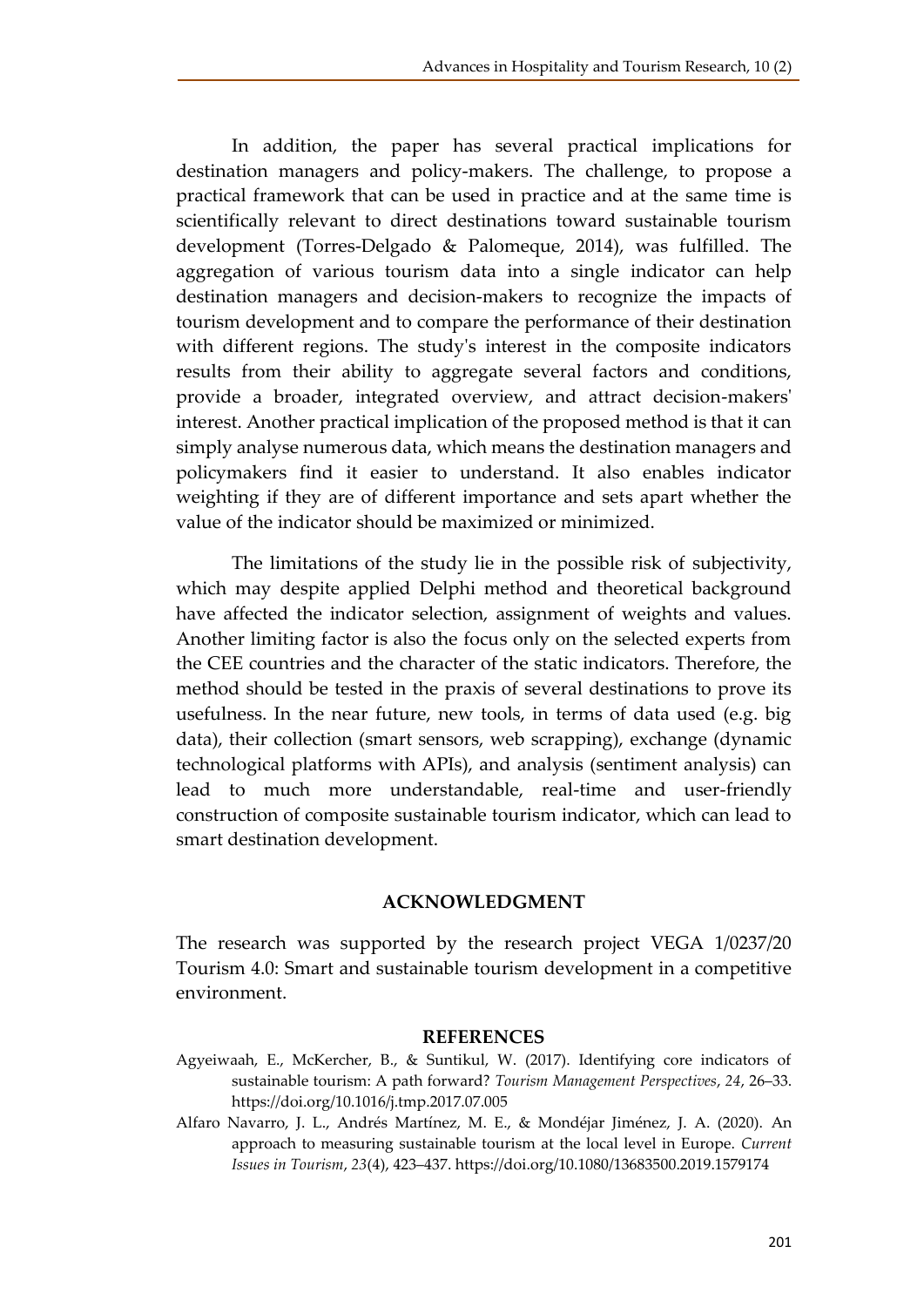In addition, the paper has several practical implications for destination managers and policy-makers. The challenge, to propose a practical framework that can be used in practice and at the same time is scientifically relevant to direct destinations toward sustainable tourism development (Torres-Delgado & Palomeque, 2014), was fulfilled. The aggregation of various tourism data into a single indicator can help destination managers and decision-makers to recognize the impacts of tourism development and to compare the performance of their destination with different regions. The study's interest in the composite indicators results from their ability to aggregate several factors and conditions, provide a broader, integrated overview, and attract decision-makers' interest. Another practical implication of the proposed method is that it can simply analyse numerous data, which means the destination managers and policymakers find it easier to understand. It also enables indicator weighting if they are of different importance and sets apart whether the value of the indicator should be maximized or minimized.

The limitations of the study lie in the possible risk of subjectivity, which may despite applied Delphi method and theoretical background have affected the indicator selection, assignment of weights and values. Another limiting factor is also the focus only on the selected experts from the CEE countries and the character of the static indicators. Therefore, the method should be tested in the praxis of several destinations to prove its usefulness. In the near future, new tools, in terms of data used (e.g. big data), their collection (smart sensors, web scrapping), exchange (dynamic technological platforms with APIs), and analysis (sentiment analysis) can lead to much more understandable, real-time and user-friendly construction of composite sustainable tourism indicator, which can lead to smart destination development.

## ACKNOWLEDGMENT

The research was supported by the research project VEGA 1/0237/20 Tourism 4.0: Smart and sustainable tourism development in a competitive environment.

## REFERENCES

Agyeiwaah, E., McKercher, B., & Suntikul, W. (2017). Identifying core indicators of sustainable tourism: A path forward? *Tourism Management Perspectives*, *24*, 26–33. https://doi.org/10.1016/j.tmp.2017.07.005

Alfaro Navarro, J. L., Andrés Martínez, M. E., & Mondéjar Jiménez, J. A. (2020). An approach to measuring sustainable tourism at the local level in Europe. *Current Issues in Tourism*, *23*(4), 423–437. https://doi.org/10.1080/13683500.2019.1579174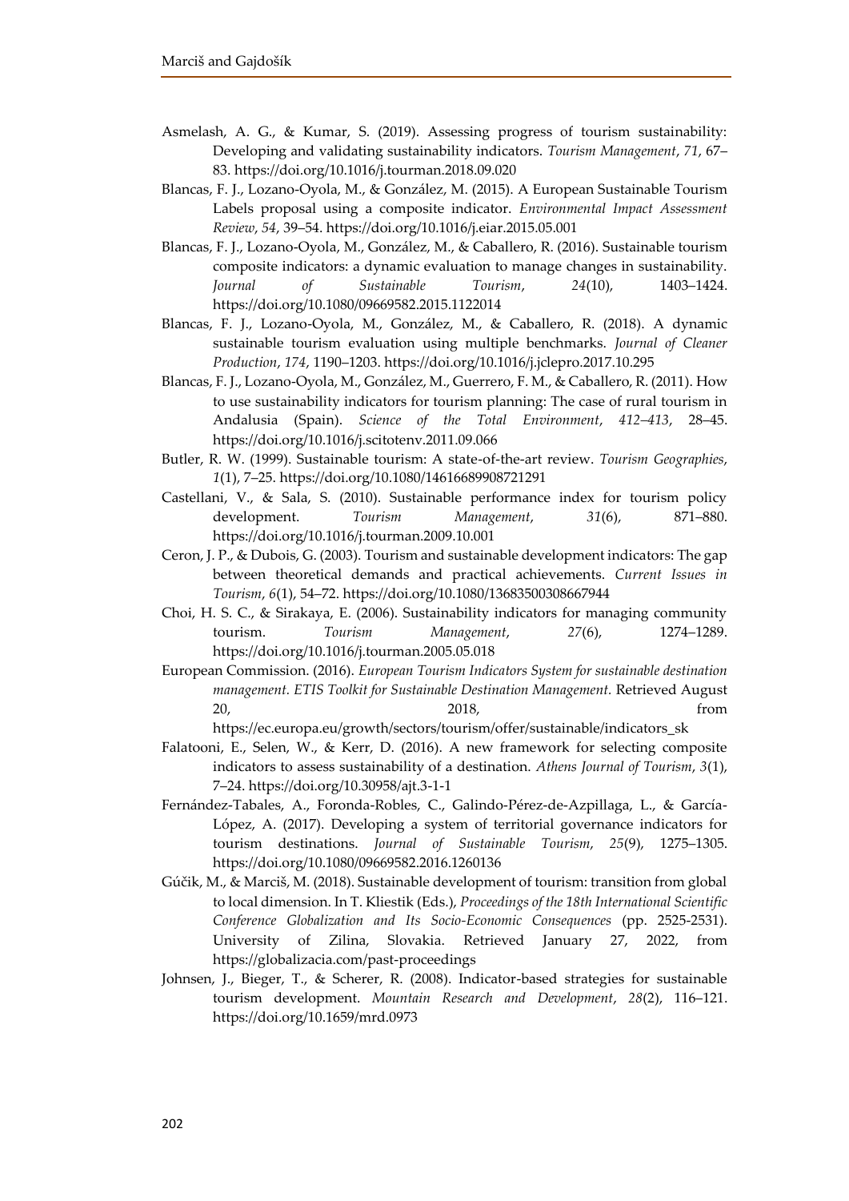Asmelash, A. G., & Kumar, S. (2019). Assessing progress of tourism sustainability: Developing and validating sustainability indicators. *Tourism Management*, *71*, 67–83. https://doi.org/10.1016/j.tourman.2018.09.020

Blancas, F. J., Lozano-Oyola, M., & González, M. (2015). A European Sustainable Tourism Labels proposal using a composite indicator. *Environmental Impact Assessment Review*, *54*, 39–54. https://doi.org/10.1016/j.eiar.2015.05.001

Blancas, F. J., Lozano-Oyola, M., González, M., & Caballero, R. (2016). Sustainable tourism composite indicators: a dynamic evaluation to manage changes in sustainability. *Journal of Sustainable Tourism*, *24*(10), 1403–1424. https://doi.org/10.1080/09669582.2015.1122014

Blancas, F. J., Lozano-Oyola, M., González, M., & Caballero, R. (2018). A dynamic sustainable tourism evaluation using multiple benchmarks. *Journal of Cleaner Production*, *174*, 1190–1203. https://doi.org/10.1016/j.jclepro.2017.10.295

Blancas, F. J., Lozano-Oyola, M., González, M., Guerrero, F. M., & Caballero, R. (2011). How to use sustainability indicators for tourism planning: The case of rural tourism in Andalusia (Spain). *Science of the Total Environment*, *412–413*, 28–45. https://doi.org/10.1016/j.scitotenv.2011.09.066

Butler, R. W. (1999). Sustainable tourism: A state-of-the-art review. *Tourism Geographies*, *1*(1), 7–25. https://doi.org/10.1080/14616689908721291

Castellani, V., & Sala, S. (2010). Sustainable performance index for tourism policy development. *Tourism Management*, *31*(6), 871–880. https://doi.org/10.1016/j.tourman.2009.10.001

Ceron, J. P., & Dubois, G. (2003). Tourism and sustainable development indicators: The gap between theoretical demands and practical achievements. *Current Issues in Tourism*, *6*(1), 54–72. https://doi.org/10.1080/13683500308667944

Choi, H. S. C., & Sirakaya, E. (2006). Sustainability indicators for managing community tourism. *Tourism Management*, *27*(6), 1274–1289. https://doi.org/10.1016/j.tourman.2005.05.018

European Commission. (2016). *European Tourism Indicators System for sustainable destination management. ETIS Toolkit for Sustainable Destination Management.* Retrieved August 20, 2018, from https://ec.europa.eu/growth/sectors/tourism/offer/sustainable/indicators_sk

Falatooni, E., Selen, W., & Kerr, D. (2016). A new framework for selecting composite indicators to assess sustainability of a destination. *Athens Journal of Tourism*, *3*(1), 7–24. https://doi.org/10.30958/ajt.3-1-1

Fernández-Tabales, A., Foronda-Robles, C., Galindo-Pérez-de-Azpillaga, L., & García-López, A. (2017). Developing a system of territorial governance indicators for tourism destinations. *Journal of Sustainable Tourism*, *25*(9), 1275–1305. https://doi.org/10.1080/09669582.2016.1260136

Gúčik, M., & Marciš, M. (2018). Sustainable development of tourism: transition from global to local dimension. In T. Kliestik (Eds.), *Proceedings of the 18th International Scientific Conference Globalization and Its Socio-Economic Consequences* (pp. 2525-2531). University of Zilina, Slovakia. Retrieved January 27, 2022, from https://globalizacia.com/past-proceedings

Johnsen, J., Bieger, T., & Scherer, R. (2008). Indicator-based strategies for sustainable tourism development. *Mountain Research and Development*, *28*(2), 116–121. https://doi.org/10.1659/mrd.0973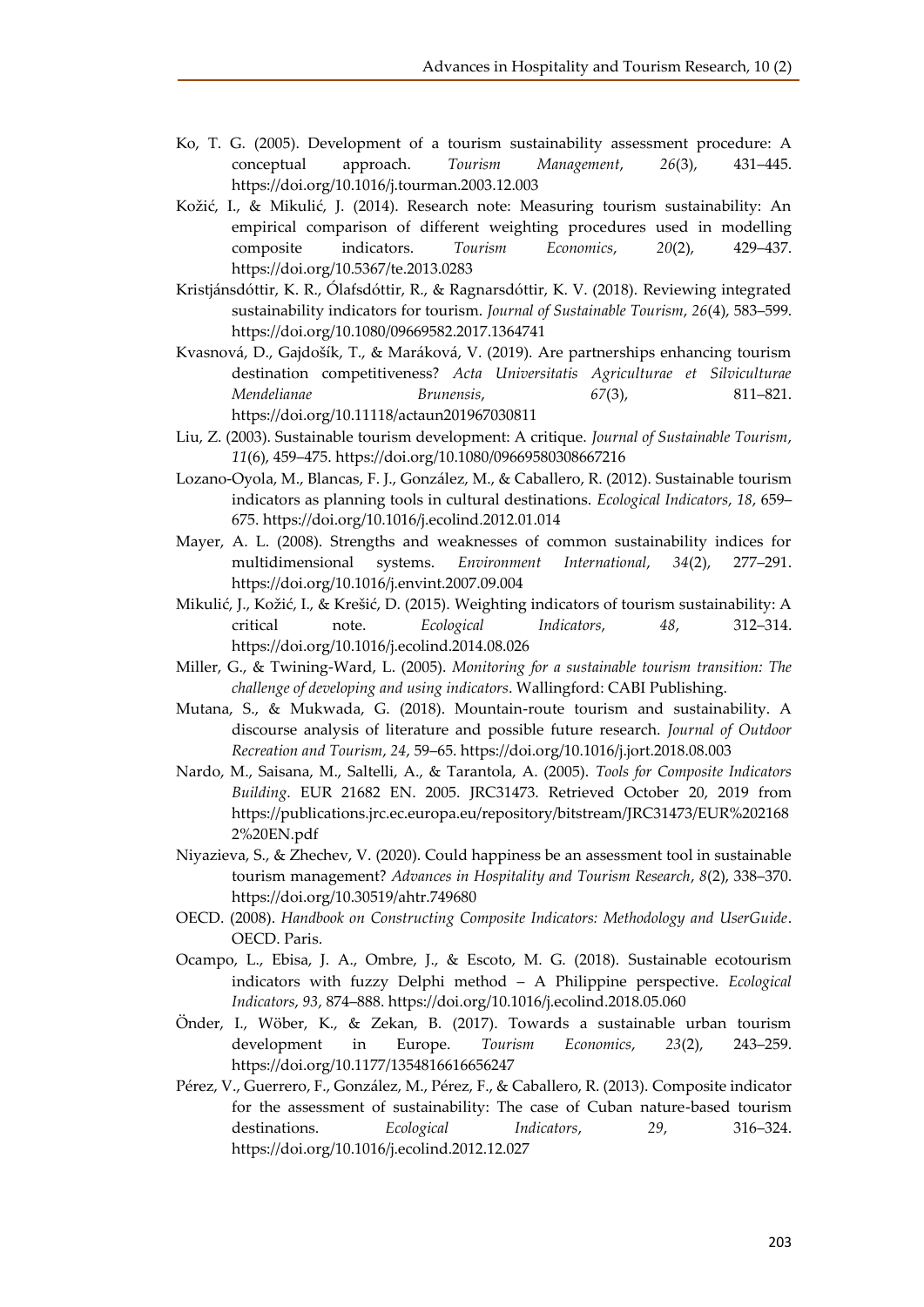Ko, T. G. (2005). Development of a tourism sustainability assessment procedure: A conceptual approach. *Tourism Management*, *26*(3), 431–445. https://doi.org/10.1016/j.tourman.2003.12.003

Kožić, I., & Mikulić, J. (2014). Research note: Measuring tourism sustainability: An empirical comparison of different weighting procedures used in modelling composite indicators. *Tourism Economics*, *20*(2), 429–437. https://doi.org/10.5367/te.2013.0283

Kristjánsdóttir, K. R., Ólafsdóttir, R., & Ragnarsdóttir, K. V. (2018). Reviewing integrated sustainability indicators for tourism. *Journal of Sustainable Tourism*, *26*(4), 583–599. https://doi.org/10.1080/09669582.2017.1364741

Kvasnová, D., Gajdošík, T., & Maráková, V. (2019). Are partnerships enhancing tourism destination competitiveness? *Acta Universitatis Agriculturae et Silviculturae Mendelianae Brunensis*, *67*(3), 811–821. https://doi.org/10.11118/actaun201967030811

Liu, Z. (2003). Sustainable tourism development: A critique. *Journal of Sustainable Tourism*, *11*(6), 459–475. https://doi.org/10.1080/09669580308667216

Lozano-Oyola, M., Blancas, F. J., González, M., & Caballero, R. (2012). Sustainable tourism indicators as planning tools in cultural destinations. *Ecological Indicators*, *18*, 659–675. https://doi.org/10.1016/j.ecolind.2012.01.014

Mayer, A. L. (2008). Strengths and weaknesses of common sustainability indices for multidimensional systems. *Environment International*, *34*(2), 277–291. https://doi.org/10.1016/j.envint.2007.09.004

Mikulić, J., Kožić, I., & Krešić, D. (2015). Weighting indicators of tourism sustainability: A critical note. *Ecological Indicators*, *48*, 312–314. https://doi.org/10.1016/j.ecolind.2014.08.026

Miller, G., & Twining-Ward, L. (2005). *Monitoring for a sustainable tourism transition: The challenge of developing and using indicators*. Wallingford: CABI Publishing.

Mutana, S., & Mukwada, G. (2018). Mountain-route tourism and sustainability. A discourse analysis of literature and possible future research. *Journal of Outdoor Recreation and Tourism*, *24*, 59–65. https://doi.org/10.1016/j.jort.2018.08.003

Nardo, M., Saisana, M., Saltelli, A., & Tarantola, A. (2005). *Tools for Composite Indicators Building*. EUR 21682 EN. 2005. JRC31473. Retrieved October 20, 2019 from https://publications.jrc.ec.europa.eu/repository/bitstream/JRC31473/EUR%2021682%20EN.pdf

Niyazieva, S., & Zhechev, V. (2020). Could happiness be an assessment tool in sustainable tourism management? *Advances in Hospitality and Tourism Research*, *8*(2), 338–370. https://doi.org/10.30519/ahtr.749680

OECD. (2008). *Handbook on Constructing Composite Indicators: Methodology and UserGuide*. OECD. Paris.

Ocampo, L., Ebisa, J. A., Ombre, J., & Escoto, M. G. (2018). Sustainable ecotourism indicators with fuzzy Delphi method – A Philippine perspective. *Ecological Indicators*, *93*, 874–888. https://doi.org/10.1016/j.ecolind.2018.05.060

Önder, I., Wöber, K., & Zekan, B. (2017). Towards a sustainable urban tourism development in Europe. *Tourism Economics*, *23*(2), 243–259. https://doi.org/10.1177/1354816616656247

Pérez, V., Guerrero, F., González, M., Pérez, F., & Caballero, R. (2013). Composite indicator for the assessment of sustainability: The case of Cuban nature-based tourism destinations. *Ecological Indicators*, *29*, 316–324. https://doi.org/10.1016/j.ecolind.2012.12.027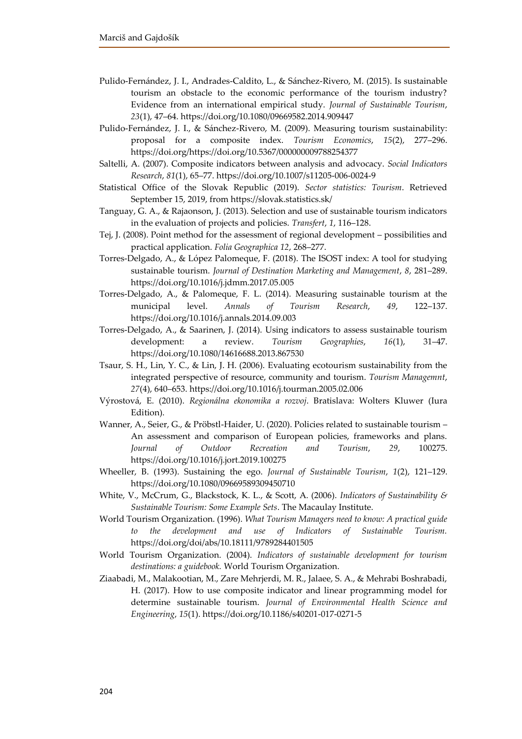Pulido-Fernández, J. I., Andrades-Caldito, L., & Sánchez-Rivero, M. (2015). Is sustainable tourism an obstacle to the economic performance of the tourism industry? Evidence from an international empirical study. *Journal of Sustainable Tourism*, *23*(1), 47–64. https://doi.org/10.1080/09669582.2014.909447

Pulido-Fernández, J. I., & Sánchez-Rivero, M. (2009). Measuring tourism sustainability: proposal for a composite index. *Tourism Economics*, *15*(2), 277–296. https://doi.org/https://doi.org/10.5367/000000009788254377

Saltelli, A. (2007). Composite indicators between analysis and advocacy. *Social Indicators Research*, *81*(1), 65–77. https://doi.org/10.1007/s11205-006-0024-9

Statistical Office of the Slovak Republic (2019). *Sector statistics: Tourism*. Retrieved September 15, 2019, from https://slovak.statistics.sk/

Tanguay, G. A., & Rajaonson, J. (2013). Selection and use of sustainable tourism indicators in the evaluation of projects and policies. *Transfert*, *1*, 116–128.

Tej, J. (2008). Point method for the assessment of regional development – possibilities and practical application. *Folia Geographica 12*, 268–277.

Torres-Delgado, A., & López Palomeque, F. (2018). The ISOST index: A tool for studying sustainable tourism. *Journal of Destination Marketing and Management*, *8*, 281–289. https://doi.org/10.1016/j.jdmm.2017.05.005

Torres-Delgado, A., & Palomeque, F. L. (2014). Measuring sustainable tourism at the municipal level. *Annals of Tourism Research*, *49*, 122–137. https://doi.org/10.1016/j.annals.2014.09.003

Torres-Delgado, A., & Saarinen, J. (2014). Using indicators to assess sustainable tourism development: a review. *Tourism Geographies*, *16*(1), 31–47. https://doi.org/10.1080/14616688.2013.867530

Tsaur, S. H., Lin, Y. C., & Lin, J. H. (2006). Evaluating ecotourism sustainability from the integrated perspective of resource, community and tourism. *Tourism Managemnt*, *27*(4), 640–653. https://doi.org/10.1016/j.tourman.2005.02.006

Výrostová, E. (2010). *Regionálna ekonomika a rozvoj*. Bratislava: Wolters Kluwer (Iura Edition).

Wanner, A., Seier, G., & Pröbstl-Haider, U. (2020). Policies related to sustainable tourism – An assessment and comparison of European policies, frameworks and plans. *Journal of Outdoor Recreation and Tourism*, *29*, 100275. https://doi.org/10.1016/j.jort.2019.100275

Wheeller, B. (1993). Sustaining the ego. *Journal of Sustainable Tourism*, *1*(2), 121–129. https://doi.org/10.1080/09669589309450710

White, V., McCrum, G., Blackstock, K. L., & Scott, A. (2006). *Indicators of Sustainability & Sustainable Tourism: Some Example Sets*. The Macaulay Institute.

World Tourism Organization. (1996). *What Tourism Managers need to know: A practical guide to the development and use of Indicators of Sustainable Tourism.* https://doi.org/doi/abs/10.18111/9789284401505

World Tourism Organization. (2004). *Indicators of sustainable development for tourism destinations: a guidebook.* World Tourism Organization.

Ziaabadi, M., Malakootian, M., Zare Mehrjerdi, M. R., Jalaee, S. A., & Mehrabi Boshrabadi, H. (2017). How to use composite indicator and linear programming model for determine sustainable tourism. *Journal of Environmental Health Science and Engineering*, *15*(1). https://doi.org/10.1186/s40201-017-0271-5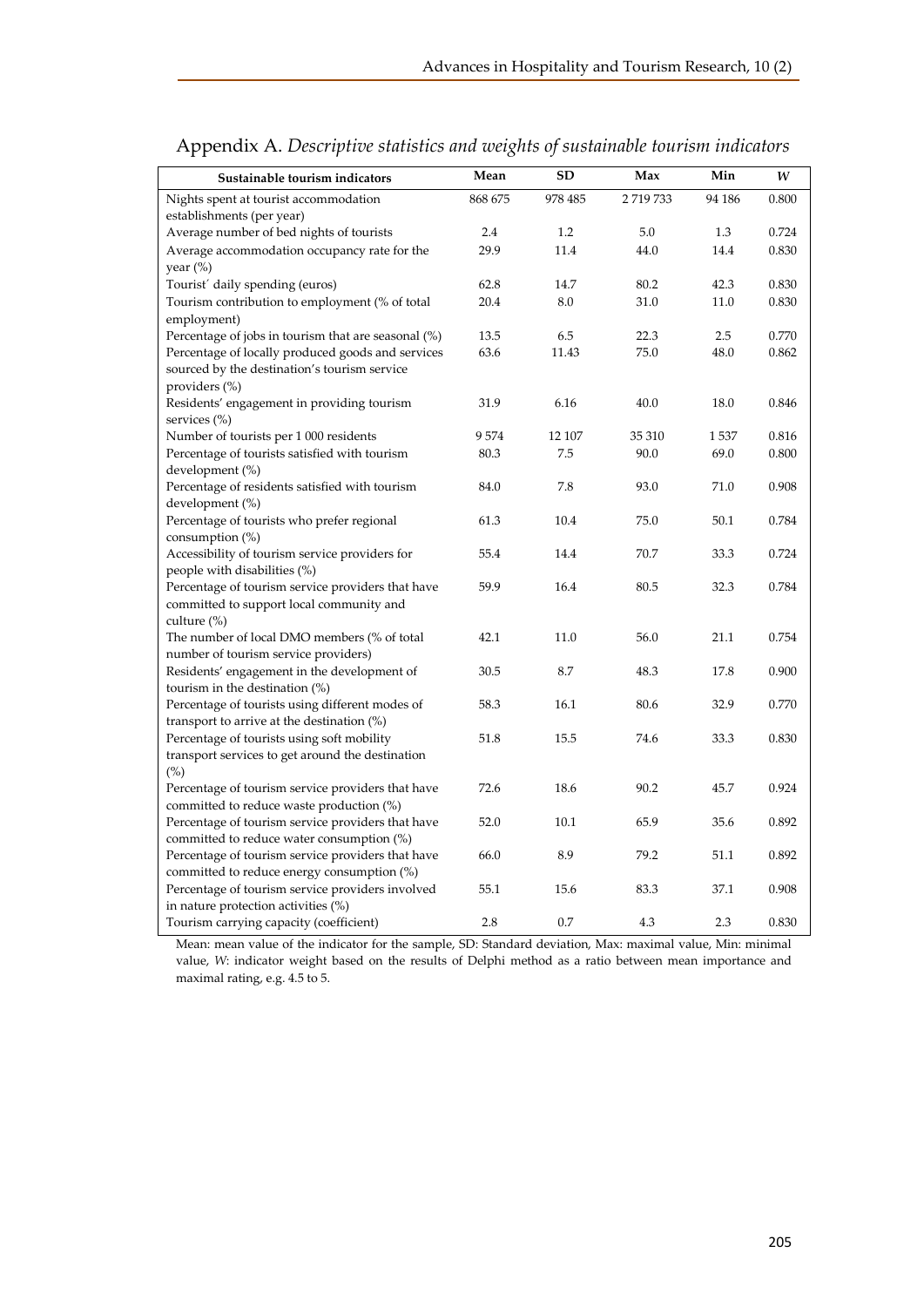Appendix A. *Descriptive statistics and weights of sustainable tourism indicators*

| Sustainable tourism indicators | Mean | SD | Max | Min | *W* |
|---|---|---|---|---|---|
| Nights spent at tourist accommodation establishments (per year) | 868 675 | 978 485 | 2 719 733 | 94 186 | 0.800 |
| Average number of bed nights of tourists | 2.4 | 1.2 | 5.0 | 1.3 | 0.724 |
| Average accommodation occupancy rate for the year (%) | 29.9 | 11.4 | 44.0 | 14.4 | 0.830 |
| Tourist´ daily spending (euros) | 62.8 | 14.7 | 80.2 | 42.3 | 0.830 |
| Tourism contribution to employment (% of total employment) | 20.4 | 8.0 | 31.0 | 11.0 | 0.830 |
| Percentage of jobs in tourism that are seasonal (%) | 13.5 | 6.5 | 22.3 | 2.5 | 0.770 |
| Percentage of locally produced goods and services sourced by the destination's tourism service providers (%) | 63.6 | 11.43 | 75.0 | 48.0 | 0.862 |
| Residents' engagement in providing tourism services (%) | 31.9 | 6.16 | 40.0 | 18.0 | 0.846 |
| Number of tourists per 1 000 residents | 9 574 | 12 107 | 35 310 | 1 537 | 0.816 |
| Percentage of tourists satisfied with tourism development (%) | 80.3 | 7.5 | 90.0 | 69.0 | 0.800 |
| Percentage of residents satisfied with tourism development (%) | 84.0 | 7.8 | 93.0 | 71.0 | 0.908 |
| Percentage of tourists who prefer regional consumption (%) | 61.3 | 10.4 | 75.0 | 50.1 | 0.784 |
| Accessibility of tourism service providers for people with disabilities (%) | 55.4 | 14.4 | 70.7 | 33.3 | 0.724 |
| Percentage of tourism service providers that have committed to support local community and culture (%) | 59.9 | 16.4 | 80.5 | 32.3 | 0.784 |
| The number of local DMO members (% of total number of tourism service providers) | 42.1 | 11.0 | 56.0 | 21.1 | 0.754 |
| Residents' engagement in the development of tourism in the destination (%) | 30.5 | 8.7 | 48.3 | 17.8 | 0.900 |
| Percentage of tourists using different modes of transport to arrive at the destination (%) | 58.3 | 16.1 | 80.6 | 32.9 | 0.770 |
| Percentage of tourists using soft mobility transport services to get around the destination (%) | 51.8 | 15.5 | 74.6 | 33.3 | 0.830 |
| Percentage of tourism service providers that have committed to reduce waste production (%) | 72.6 | 18.6 | 90.2 | 45.7 | 0.924 |
| Percentage of tourism service providers that have committed to reduce water consumption (%) | 52.0 | 10.1 | 65.9 | 35.6 | 0.892 |
| Percentage of tourism service providers that have committed to reduce energy consumption (%) | 66.0 | 8.9 | 79.2 | 51.1 | 0.892 |
| Percentage of tourism service providers involved in nature protection activities (%) | 55.1 | 15.6 | 83.3 | 37.1 | 0.908 |
| Tourism carrying capacity (coefficient) | 2.8 | 0.7 | 4.3 | 2.3 | 0.830 |

Mean: mean value of the indicator for the sample, SD: Standard deviation, Max: maximal value, Min: minimal value, *W*: indicator weight based on the results of Delphi method as a ratio between mean importance and maximal rating, e.g. 4.5 to 5.